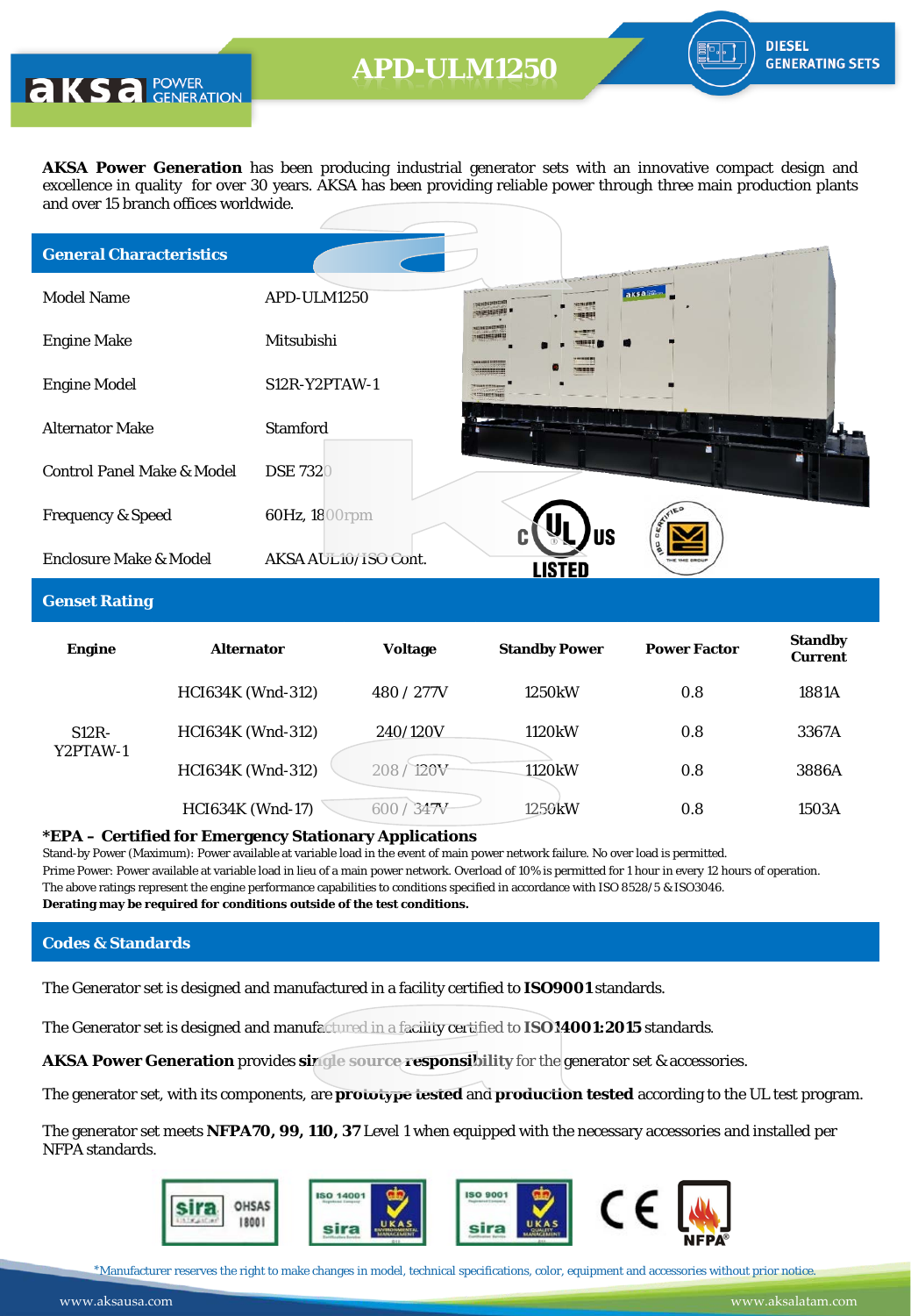# APD-ULM1250

DIESEL GENERATING SETS

**AKSA Power Generation** has been producing industrial generator sets with an innovative compact design and excellence in quality for over 30 years. AKSA has been providing reliable power through three main production plants and over 15 branch offices worldwide.

## General Characteristics

| | |
|---|---|
| Model Name | APD-ULM1250 |
| Engine Make | Mitsubishi |
| Engine Model | S12R-Y2PTAW-1 |
| Alternator Make | Stamford |
| Control Panel Make & Model | DSE 7320 |
| Frequency & Speed | 60Hz, 1800rpm |
| Enclosure Make & Model | AKSA AUL10/ISO Cont. |

## Genset Rating

| Engine | Alternator | Voltage | Standby Power | Power Factor | Standby Current |
|---|---|---|---|---|---|
| S12R-Y2PTAW-1 | HCI634K (Wnd-312) | 480 / 277V | 1250kW | 0.8 | 1881A |
| | HCI634K (Wnd-312) | 240/120V | 1120kW | 0.8 | 3367A |
| | HCI634K (Wnd-312) | 208 / 120V | 1120kW | 0.8 | 3886A |
| | HCI634K (Wnd-17) | 600 / 347V | 1250kW | 0.8 | 1503A |

**\*EPA – Certified for Emergency Stationary Applications**

Stand-by Power (Maximum): Power available at variable load in the event of main power network failure. No over load is permitted.
Prime Power: Power available at variable load in lieu of a main power network. Overload of 10% is permitted for 1 hour in every 12 hours of operation.
The above ratings represent the engine performance capabilities to conditions specified in accordance with ISO 8528/5 & ISO3046.
**Derating may be required for conditions outside of the test conditions.**

## Codes & Standards

The Generator set is designed and manufactured in a facility certified to **ISO9001** standards.

The Generator set is designed and manufactured in a facility certified to **ISO14001:2015** standards.

**AKSA Power Generation** provides **single source responsibility** for the generator set & accessories.

The generator set, with its components, are **prototype tested** and **production tested** according to the UL test program.

The generator set meets **NFPA70, 99, 110, 37** Level 1 when equipped with the necessary accessories and installed per NFPA standards.

*Manufacturer reserves the right to make changes in model, technical specifications, color, equipment and accessories without prior notice.

www.aksausa.com www.aksalatam.com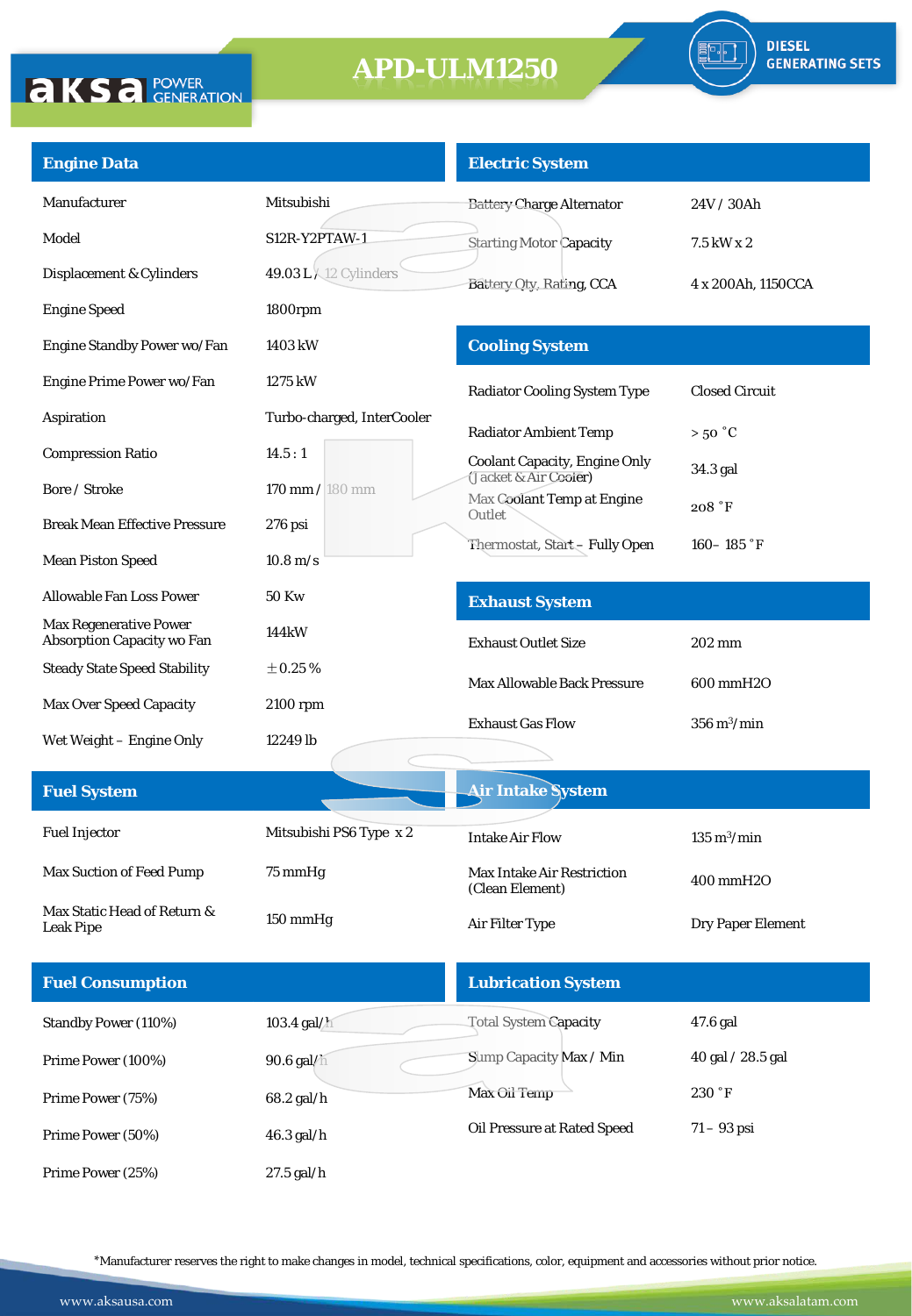# APD-ULM1250

DIESEL GENERATING SETS

## Engine Data

| | |
|---|---|
| Manufacturer | Mitsubishi |
| Model | S12R-Y2PTAW-1 |
| Displacement & Cylinders | 49.03 L / 12 Cylinders |
| Engine Speed | 1800rpm |
| Engine Standby Power wo/Fan | 1403 kW |
| Engine Prime Power wo/Fan | 1275 kW |
| Aspiration | Turbo-charged, InterCooler |
| Compression Ratio | 14.5 : 1 |
| Bore / Stroke | 170 mm / 180 mm |
| Break Mean Effective Pressure | 276 psi |
| Mean Piston Speed | 10.8 m/s |
| Allowable Fan Loss Power | 50 Kw |
| Max Regenerative Power Absorption Capacity wo Fan | 144kW |
| Steady State Speed Stability | ±0.25 % |
| Max Over Speed Capacity | 2100 rpm |
| Wet Weight – Engine Only | 12249 lb |

## Electric System

| | |
|---|---|
| Battery Charge Alternator | 24V / 30Ah |
| Starting Motor Capacity | 7.5 kW x 2 |
| Battery Qty, Rating, CCA | 4 x 200Ah, 1150CCA |

## Cooling System

| | |
|---|---|
| Radiator Cooling System Type | Closed Circuit |
| Radiator Ambient Temp | > 50 °C |
| Coolant Capacity, Engine Only (Jacket & Air Cooler) | 34.3 gal |
| Max Coolant Temp at Engine Outlet | 208 °F |
| Thermostat, Start – Fully Open | 160– 185 °F |

## Exhaust System

| | |
|---|---|
| Exhaust Outlet Size | 202 mm |
| Max Allowable Back Pressure | 600 mmH2O |
| Exhaust Gas Flow | 356 $m^3$/min |

## Fuel System

| | |
|---|---|
| Fuel Injector | Mitsubishi PS6 Type x 2 |
| Max Suction of Feed Pump | 75 mmHg |
| Max Static Head of Return & Leak Pipe | 150 mmHg |

## Air Intake System

| | |
|---|---|
| Intake Air Flow | 135 $m^3$/min |
| Max Intake Air Restriction (Clean Element) | 400 mmH2O |
| Air Filter Type | Dry Paper Element |

## Fuel Consumption

| | |
|---|---|
| Standby Power (110%) | 103.4 gal/h |
| Prime Power (100%) | 90.6 gal/h |
| Prime Power (75%) | 68.2 gal/h |
| Prime Power (50%) | 46.3 gal/h |
| Prime Power (25%) | 27.5 gal/h |

## Lubrication System

| | |
|---|---|
| Total System Capacity | 47.6 gal |
| Sump Capacity Max / Min | 40 gal / 28.5 gal |
| Max Oil Temp | 230 °F |
| Oil Pressure at Rated Speed | 71 – 93 psi |

*Manufacturer reserves the right to make changes in model, technical specifications, color, equipment and accessories without prior notice.

www.aksausa.com www.aksalatam.com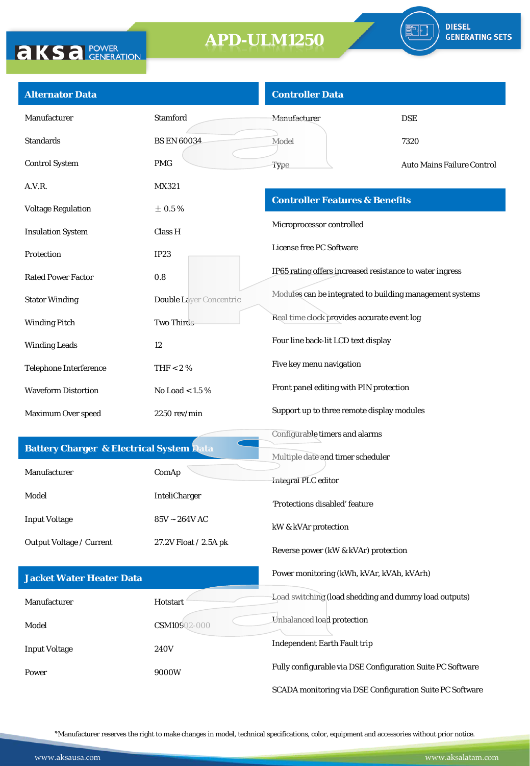# APD-ULM1250

DIESEL GENERATING SETS

## Alternator Data

| | |
|---|---|
| Manufacturer | Stamford |
| Standards | BS EN 60034 |
| Control System | PMG |
| A.V.R. | MX321 |
| Voltage Regulation | ± 0.5 % |
| Insulation System | Class H |
| Protection | IP23 |
| Rated Power Factor | 0.8 |
| Stator Winding | Double Layer Concentric |
| Winding Pitch | Two Thirds |
| Winding Leads | 12 |
| Telephone Interference | THF < 2 % |
| Waveform Distortion | No Load < 1.5 % |
| Maximum Over speed | 2250 rev/min |

## Battery Charger & Electrical System Data

| | |
|---|---|
| Manufacturer | ComAp |
| Model | InteliCharger |
| Input Voltage | 85V ~ 264V AC |
| Output Voltage / Current | 27.2V Float / 2.5A pk |

## Jacket Water Heater Data

| | |
|---|---|
| Manufacturer | Hotstart |
| Model | CSM10902-000 |
| Input Voltage | 240V |
| Power | 9000W |

## Controller Data

| | |
|---|---|
| Manufacturer | DSE |
| Model | 7320 |
| Type | Auto Mains Failure Control |

## Controller Features & Benefits

- Microprocessor controlled
- License free PC Software
- IP65 rating offers increased resistance to water ingress
- Modules can be integrated to building management systems
- Real time clock provides accurate event log
- Four line back-lit LCD text display
- Five key menu navigation
- Front panel editing with PIN protection
- Support up to three remote display modules
- Configurable timers and alarms
- Multiple date and timer scheduler
- Integral PLC editor
- 'Protections disabled' feature
- kW & kVAr protection
- Reverse power (kW & kVAr) protection
- Power monitoring (kWh, kVAr, kVAh, kVArh)
- Load switching (load shedding and dummy load outputs)
- Unbalanced load protection
- Independent Earth Fault trip
- Fully configurable via DSE Configuration Suite PC Software
- SCADA monitoring via DSE Configuration Suite PC Software

*Manufacturer reserves the right to make changes in model, technical specifications, color, equipment and accessories without prior notice.

www.aksausa.com www.aksalatam.com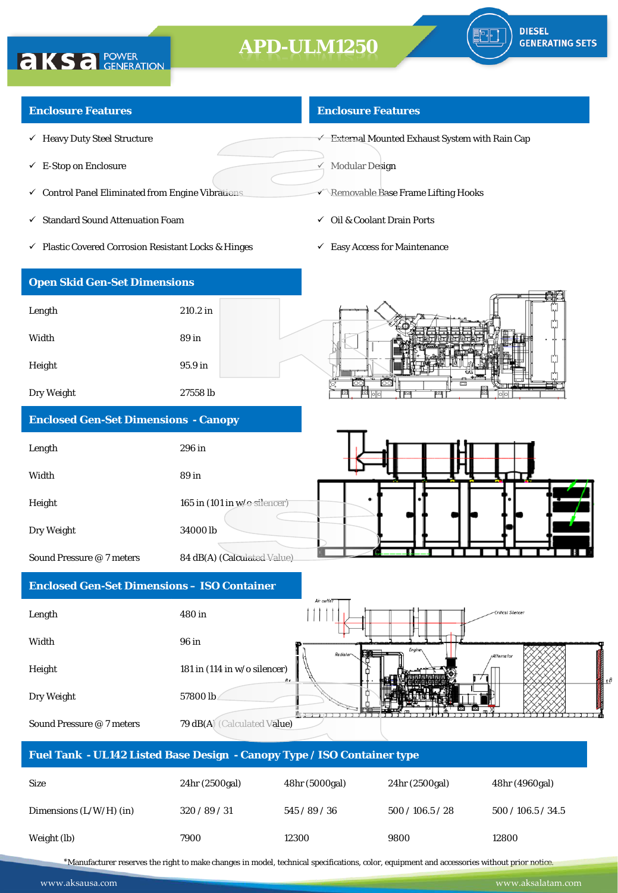# APD-ULM1250

DIESEL GENERATING SETS

## Enclosure Features

- ✓ Heavy Duty Steel Structure
- ✓ E-Stop on Enclosure
- ✓ Control Panel Eliminated from Engine Vibrations
- ✓ Standard Sound Attenuation Foam
- ✓ Plastic Covered Corrosion Resistant Locks & Hinges

## Enclosure Features

- ✓ External Mounted Exhaust System with Rain Cap
- ✓ Modular Design
- ✓ Removable Base Frame Lifting Hooks
- ✓ Oil & Coolant Drain Ports
- ✓ Easy Access for Maintenance

## Open Skid Gen-Set Dimensions

| | |
|---|---|
| Length | 210.2 in |
| Width | 89 in |
| Height | 95.9 in |
| Dry Weight | 27558 lb |

## Enclosed Gen-Set Dimensions - Canopy

| | |
|---|---|
| Length | 296 in |
| Width | 89 in |
| Height | 165 in (101 in w/o silencer) |
| Dry Weight | 34000 lb |
| Sound Pressure @ 7 meters | 84 dB(A) (Calculated Value) |

## Enclosed Gen-Set Dimensions – ISO Container

| | |
|---|---|
| Length | 480 in |
| Width | 96 in |
| Height | 181 in (114 in w/o silencer) |
| Dry Weight | 57800 lb |
| Sound Pressure @ 7 meters | 79 dB(A) (Calculated Value) |

## Fuel Tank - UL142 Listed Base Design - Canopy Type / ISO Container type

| Size | 24hr (2500gal) | 48hr (5000gal) | 24hr (2500gal) | 48hr (4960gal) |
|---|---|---|---|---|
| Dimensions (L/W/H) (in) | 320 / 89 / 31 | 545 / 89 / 36 | 500 / 106.5 / 28 | 500 / 106.5 / 34.5 |
| Weight (lb) | 7900 | 12300 | 9800 | 12800 |

*Manufacturer reserves the right to make changes in model, technical specifications, color, equipment and accessories without prior notice.

www.aksausa.com www.aksalatam.com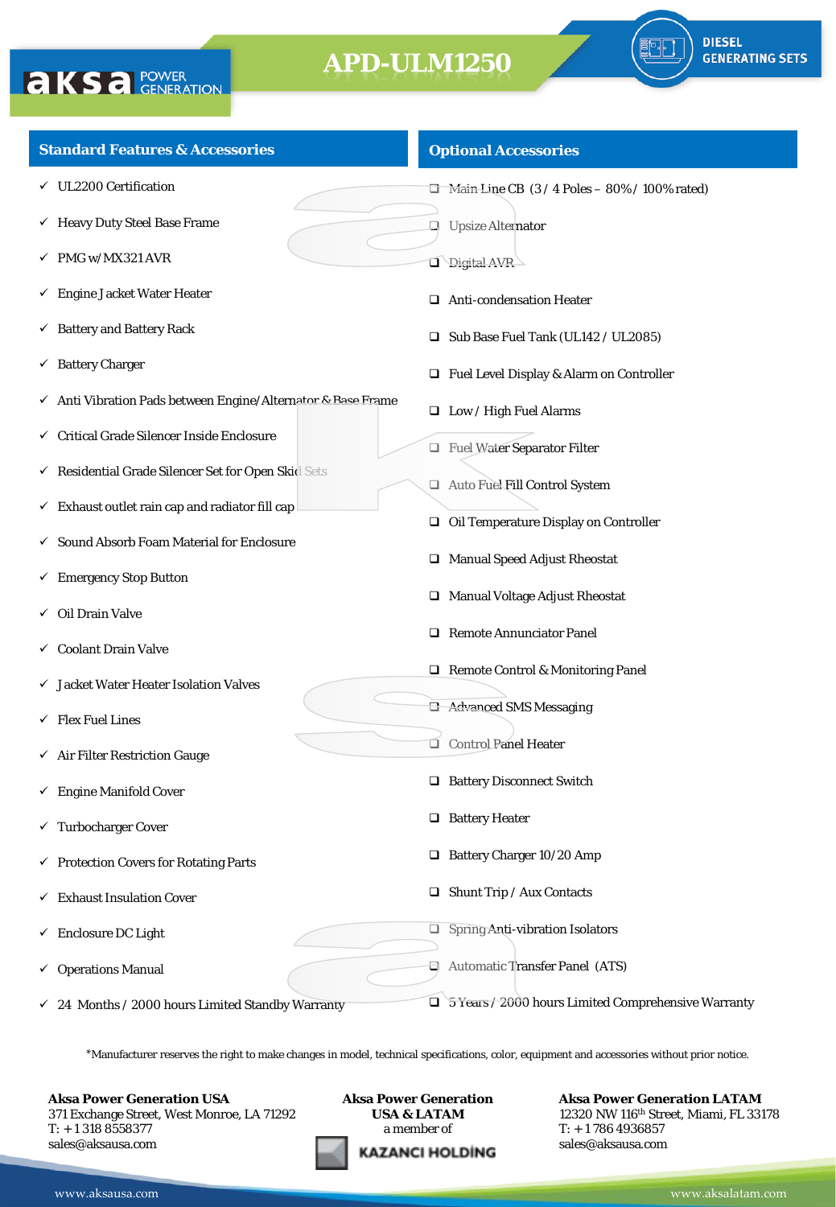# APD-ULM1250

DIESEL GENERATING SETS

## Standard Features & Accessories

- ✓ UL2200 Certification
- ✓ Heavy Duty Steel Base Frame
- ✓ PMG w/ MX321 AVR
- ✓ Engine Jacket Water Heater
- ✓ Battery and Battery Rack
- ✓ Battery Charger
- ✓ Anti Vibration Pads between Engine/Alternator & Base Frame
- ✓ Critical Grade Silencer Inside Enclosure
- ✓ Residential Grade Silencer Set for Open Skid Sets
- ✓ Exhaust outlet rain cap and radiator fill cap
- ✓ Sound Absorb Foam Material for Enclosure
- ✓ Emergency Stop Button
- ✓ Oil Drain Valve
- ✓ Coolant Drain Valve
- ✓ Jacket Water Heater Isolation Valves
- ✓ Flex Fuel Lines
- ✓ Air Filter Restriction Gauge
- ✓ Engine Manifold Cover
- ✓ Turbocharger Cover
- ✓ Protection Covers for Rotating Parts
- ✓ Exhaust Insulation Cover
- ✓ Enclosure DC Light
- ✓ Operations Manual
- ✓ 24 Months / 2000 hours Limited Standby Warranty

## Optional Accessories

- ❑ Main Line CB (3 / 4 Poles – 80% / 100% rated)
- ❑ Upsize Alternator
- ❑ Digital AVR
- ❑ Anti-condensation Heater
- ❑ Sub Base Fuel Tank (UL142 / UL2085)
- ❑ Fuel Level Display & Alarm on Controller
- ❑ Low / High Fuel Alarms
- ❑ Fuel Water Separator Filter
- ❑ Auto Fuel Fill Control System
- ❑ Oil Temperature Display on Controller
- ❑ Manual Speed Adjust Rheostat
- ❑ Manual Voltage Adjust Rheostat
- ❑ Remote Annunciator Panel
- ❑ Remote Control & Monitoring Panel
- ❑ Advanced SMS Messaging
- ❑ Control Panel Heater
- ❑ Battery Disconnect Switch
- ❑ Battery Heater
- ❑ Battery Charger 10/20 Amp
- ❑ Shunt Trip / Aux Contacts
- ❑ Spring Anti-vibration Isolators
- ❑ Automatic Transfer Panel (ATS)
- ❑ 5 Years / 2000 hours Limited Comprehensive Warranty

*Manufacturer reserves the right to make changes in model, technical specifications, color, equipment and accessories without prior notice.

**Aksa Power Generation USA**
371 Exchange Street, West Monroe, LA 71292
T: +1 318 8558377
sales@aksausa.com

**Aksa Power Generation USA & LATAM**
a member of
KAZANCI HOLDİNG

**Aksa Power Generation LATAM**
12320 NW 116th Street, Miami, FL 33178
T: +1 786 4936857
sales@aksausa.com

www.aksausa.com www.aksalatam.com